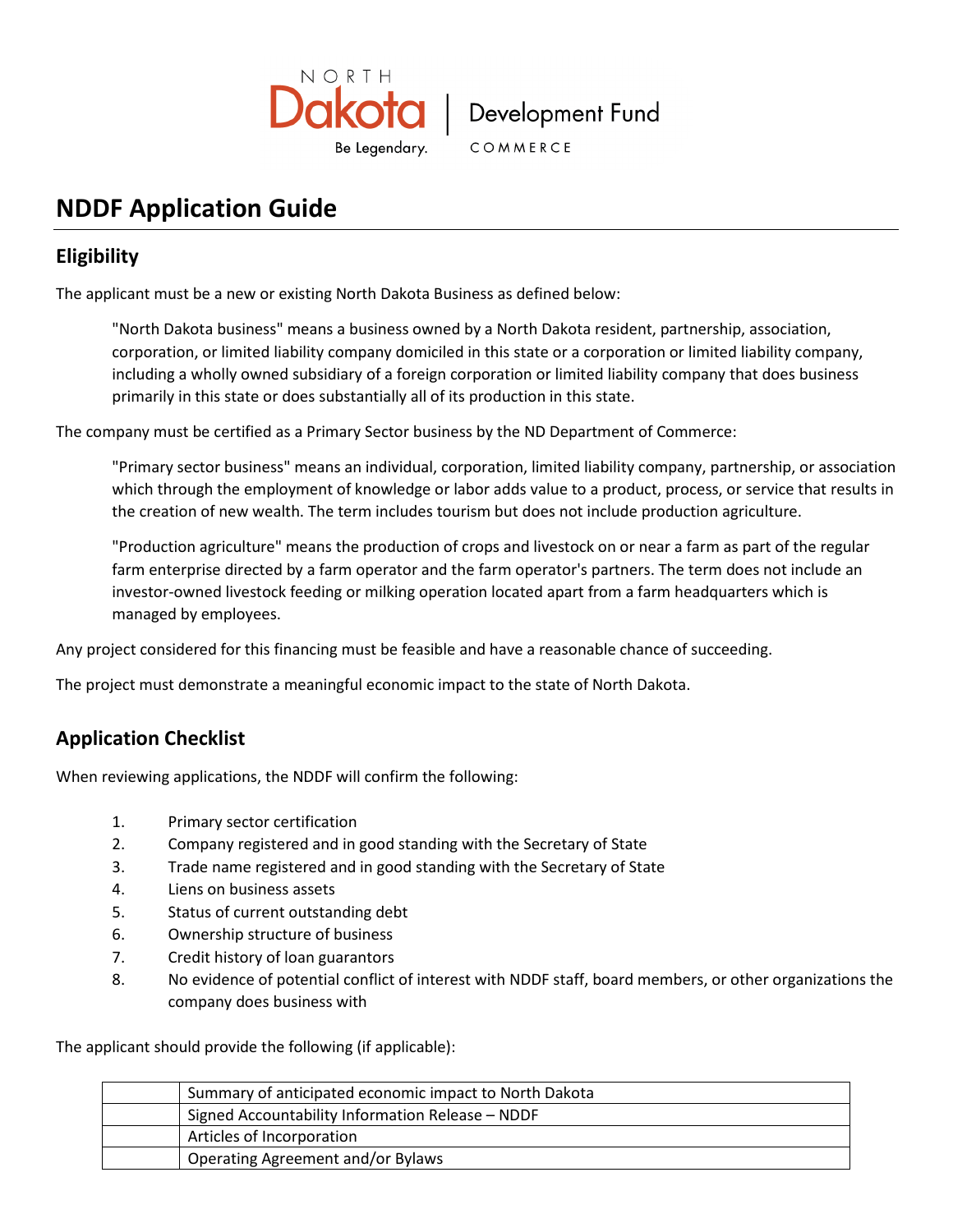# NDDF Application Guide

## Eligibility

The applicant must be a new or existing North Dakota Business as defined below:

> "North Dakota business" means a business owned by a North Dakota resident, partnership, association, corporation, or limited liability company domiciled in this state or a corporation or limited liability company, including a wholly owned subsidiary of a foreign corporation or limited liability company that does business primarily in this state or does substantially all of its production in this state.

The company must be certified as a Primary Sector business by the ND Department of Commerce:

> "Primary sector business" means an individual, corporation, limited liability company, partnership, or association which through the employment of knowledge or labor adds value to a product, process, or service that results in the creation of new wealth. The term includes tourism but does not include production agriculture.
>
> "Production agriculture" means the production of crops and livestock on or near a farm as part of the regular farm enterprise directed by a farm operator and the farm operator's partners. The term does not include an investor-owned livestock feeding or milking operation located apart from a farm headquarters which is managed by employees.

Any project considered for this financing must be feasible and have a reasonable chance of succeeding.

The project must demonstrate a meaningful economic impact to the state of North Dakota.

## Application Checklist

When reviewing applications, the NDDF will confirm the following:

1. Primary sector certification
2. Company registered and in good standing with the Secretary of State
3. Trade name registered and in good standing with the Secretary of State
4. Liens on business assets
5. Status of current outstanding debt
6. Ownership structure of business
7. Credit history of loan guarantors
8. No evidence of potential conflict of interest with NDDF staff, board members, or other organizations the company does business with

The applicant should provide the following (if applicable):

| | |
|---|---|
| | Summary of anticipated economic impact to North Dakota |
| | Signed Accountability Information Release – NDDF |
| | Articles of Incorporation |
| | Operating Agreement and/or Bylaws |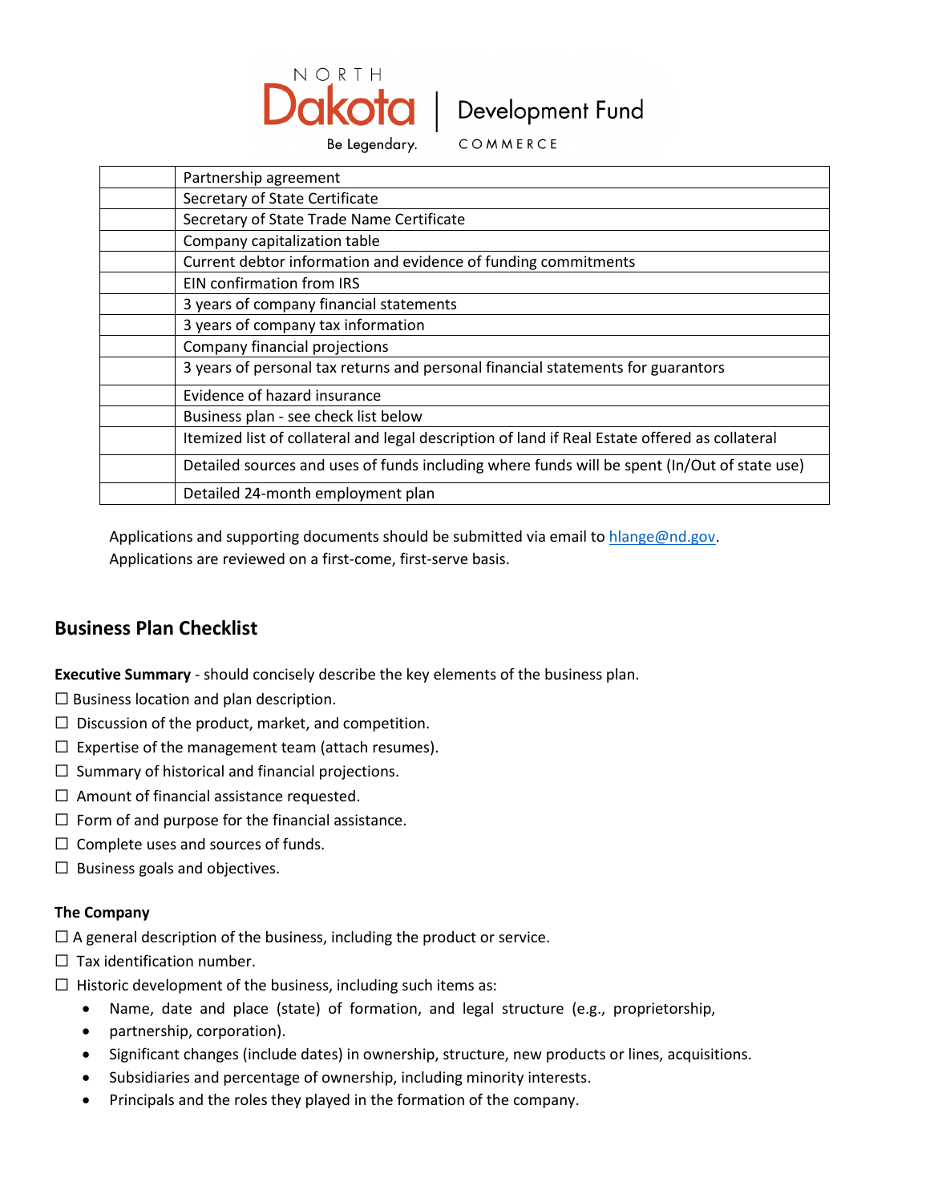| | |
|---|---|
| | Partnership agreement |
| | Secretary of State Certificate |
| | Secretary of State Trade Name Certificate |
| | Company capitalization table |
| | Current debtor information and evidence of funding commitments |
| | EIN confirmation from IRS |
| | 3 years of company financial statements |
| | 3 years of company tax information |
| | Company financial projections |
| | 3 years of personal tax returns and personal financial statements for guarantors |
| | Evidence of hazard insurance |
| | Business plan - see check list below |
| | Itemized list of collateral and legal description of land if Real Estate offered as collateral |
| | Detailed sources and uses of funds including where funds will be spent (In/Out of state use) |
| | Detailed 24-month employment plan |

Applications and supporting documents should be submitted via email to hlange@nd.gov.
Applications are reviewed on a first-come, first-serve basis.

## Business Plan Checklist

**Executive Summary** - should concisely describe the key elements of the business plan.

☐ Business location and plan description.
☐ Discussion of the product, market, and competition.
☐ Expertise of the management team (attach resumes).
☐ Summary of historical and financial projections.
☐ Amount of financial assistance requested.
☐ Form of and purpose for the financial assistance.
☐ Complete uses and sources of funds.
☐ Business goals and objectives.

**The Company**

☐ A general description of the business, including the product or service.
☐ Tax identification number.
☐ Historic development of the business, including such items as:

- Name, date and place (state) of formation, and legal structure (e.g., proprietorship,
- partnership, corporation).
- Significant changes (include dates) in ownership, structure, new products or lines, acquisitions.
- Subsidiaries and percentage of ownership, including minority interests.
- Principals and the roles they played in the formation of the company.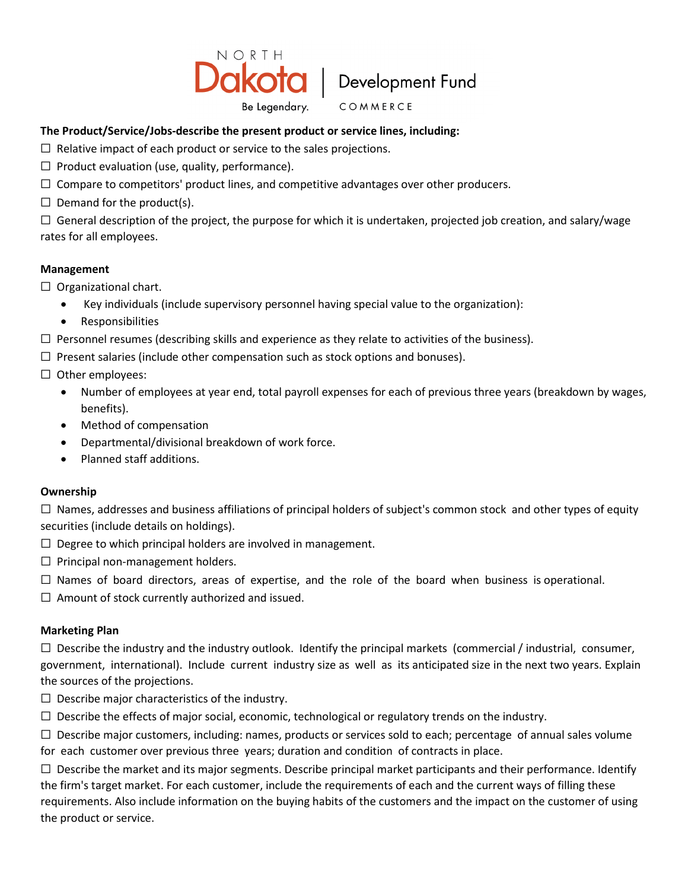**The Product/Service/Jobs-describe the present product or service lines, including:**

☐ Relative impact of each product or service to the sales projections.

☐ Product evaluation (use, quality, performance).

☐ Compare to competitors' product lines, and competitive advantages over other producers.

☐ Demand for the product(s).

☐ General description of the project, the purpose for which it is undertaken, projected job creation, and salary/wage rates for all employees.

**Management**

☐ Organizational chart.

- Key individuals (include supervisory personnel having special value to the organization):
- Responsibilities

☐ Personnel resumes (describing skills and experience as they relate to activities of the business).

☐ Present salaries (include other compensation such as stock options and bonuses).

☐ Other employees:

- Number of employees at year end, total payroll expenses for each of previous three years (breakdown by wages, benefits).
- Method of compensation
- Departmental/divisional breakdown of work force.
- Planned staff additions.

**Ownership**

☐ Names, addresses and business affiliations of principal holders of subject's common stock and other types of equity securities (include details on holdings).

☐ Degree to which principal holders are involved in management.

☐ Principal non-management holders.

☐ Names of board directors, areas of expertise, and the role of the board when business is operational.

☐ Amount of stock currently authorized and issued.

**Marketing Plan**

☐ Describe the industry and the industry outlook. Identify the principal markets (commercial / industrial, consumer, government, international). Include current industry size as well as its anticipated size in the next two years. Explain the sources of the projections.

☐ Describe major characteristics of the industry.

☐ Describe the effects of major social, economic, technological or regulatory trends on the industry.

☐ Describe major customers, including: names, products or services sold to each; percentage of annual sales volume for each customer over previous three years; duration and condition of contracts in place.

☐ Describe the market and its major segments. Describe principal market participants and their performance. Identify the firm's target market. For each customer, include the requirements of each and the current ways of filling these requirements. Also include information on the buying habits of the customers and the impact on the customer of using the product or service.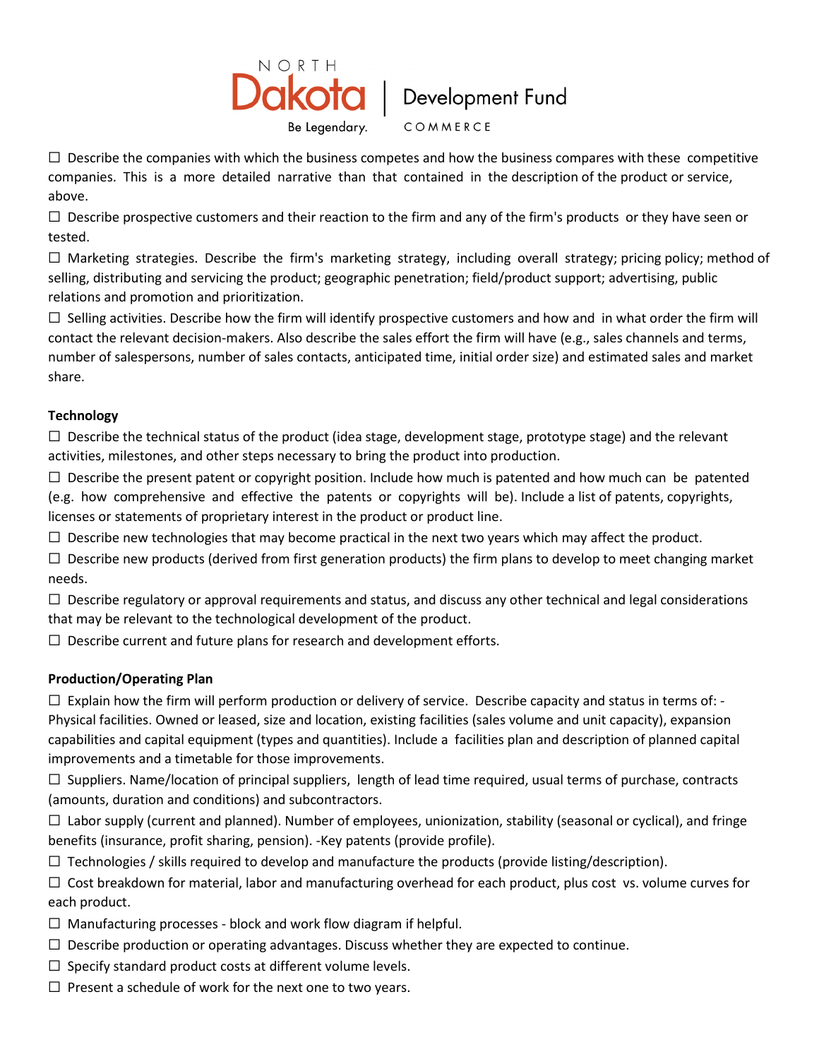☐ Describe the companies with which the business competes and how the business compares with these competitive companies. This is a more detailed narrative than that contained in the description of the product or service, above.

☐ Describe prospective customers and their reaction to the firm and any of the firm's products or they have seen or tested.

☐ Marketing strategies. Describe the firm's marketing strategy, including overall strategy; pricing policy; method of selling, distributing and servicing the product; geographic penetration; field/product support; advertising, public relations and promotion and prioritization.

☐ Selling activities. Describe how the firm will identify prospective customers and how and in what order the firm will contact the relevant decision-makers. Also describe the sales effort the firm will have (e.g., sales channels and terms, number of salespersons, number of sales contacts, anticipated time, initial order size) and estimated sales and market share.

**Technology**

☐ Describe the technical status of the product (idea stage, development stage, prototype stage) and the relevant activities, milestones, and other steps necessary to bring the product into production.

☐ Describe the present patent or copyright position. Include how much is patented and how much can be patented (e.g. how comprehensive and effective the patents or copyrights will be). Include a list of patents, copyrights, licenses or statements of proprietary interest in the product or product line.

☐ Describe new technologies that may become practical in the next two years which may affect the product.

☐ Describe new products (derived from first generation products) the firm plans to develop to meet changing market needs.

☐ Describe regulatory or approval requirements and status, and discuss any other technical and legal considerations that may be relevant to the technological development of the product.

☐ Describe current and future plans for research and development efforts.

**Production/Operating Plan**

☐ Explain how the firm will perform production or delivery of service. Describe capacity and status in terms of: - Physical facilities. Owned or leased, size and location, existing facilities (sales volume and unit capacity), expansion capabilities and capital equipment (types and quantities). Include a facilities plan and description of planned capital improvements and a timetable for those improvements.

☐ Suppliers. Name/location of principal suppliers, length of lead time required, usual terms of purchase, contracts (amounts, duration and conditions) and subcontractors.

☐ Labor supply (current and planned). Number of employees, unionization, stability (seasonal or cyclical), and fringe benefits (insurance, profit sharing, pension). -Key patents (provide profile).

☐ Technologies / skills required to develop and manufacture the products (provide listing/description).

☐ Cost breakdown for material, labor and manufacturing overhead for each product, plus cost vs. volume curves for each product.

☐ Manufacturing processes - block and work flow diagram if helpful.

☐ Describe production or operating advantages. Discuss whether they are expected to continue.

☐ Specify standard product costs at different volume levels.

☐ Present a schedule of work for the next one to two years.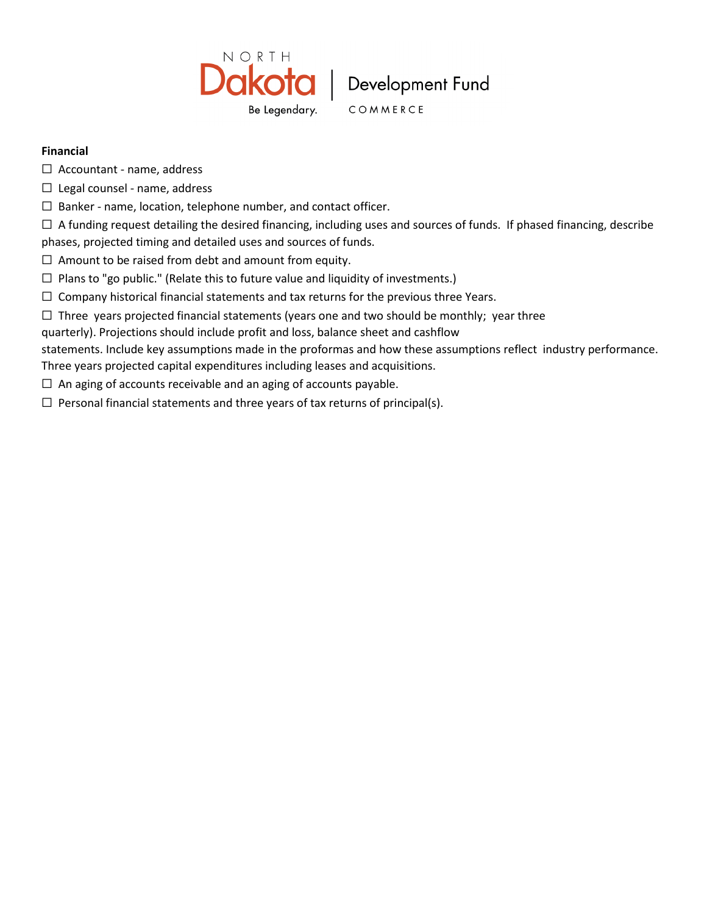**Financial**

☐ Accountant - name, address

☐ Legal counsel - name, address

☐ Banker - name, location, telephone number, and contact officer.

☐ A funding request detailing the desired financing, including uses and sources of funds. If phased financing, describe phases, projected timing and detailed uses and sources of funds.

☐ Amount to be raised from debt and amount from equity.

☐ Plans to "go public." (Relate this to future value and liquidity of investments.)

☐ Company historical financial statements and tax returns for the previous three Years.

☐ Three years projected financial statements (years one and two should be monthly; year three quarterly). Projections should include profit and loss, balance sheet and cashflow statements. Include key assumptions made in the proformas and how these assumptions reflect industry performance. Three years projected capital expenditures including leases and acquisitions.

☐ An aging of accounts receivable and an aging of accounts payable.

☐ Personal financial statements and three years of tax returns of principal(s).